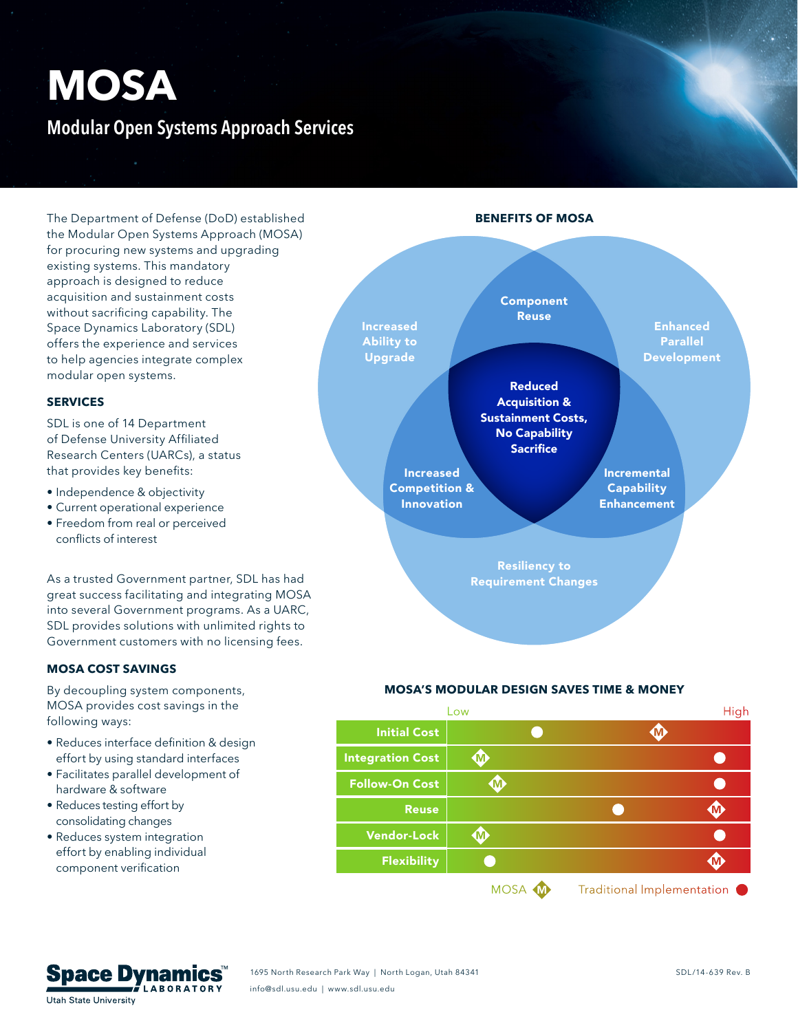# MOSA

## Modular Open Systems Approach Services

The Department of Defense (DoD) established the Modular Open Systems Approach (MOSA) for procuring new systems and upgrading existing systems. This mandatory approach is designed to reduce acquisition and sustainment costs without sacrificing capability. The Space Dynamics Laboratory (SDL) offers the experience and services to help agencies integrate complex modular open systems.

### SERVICES

SDL is one of 14 Department of Defense University Affiliated Research Centers (UARCs), a status that provides key benefits:

- Independence & objectivity
- Current operational experience
- Freedom from real or perceived conflicts of interest

As a trusted Government partner, SDL has had great success facilitating and integrating MOSA into several Government programs. As a UARC, SDL provides solutions with unlimited rights to Government customers with no licensing fees.

### MOSA COST SAVINGS

By decoupling system components, MOSA provides cost savings in the following ways:

- Reduces interface definition & design effort by using standard interfaces
- Facilitates parallel development of hardware & software
- Reduces testing effort by consolidating changes
- Reduces system integration effort by enabling individual component verification

### BENEFITS OF MOSA

- Increased Ability to Upgrade
- Component Reuse
- Enhanced Parallel Development
- Reduced Acquisition & Sustainment Costs, No Capability Sacrifice
- Increased Competition & Innovation
- Incremental Capability Enhancement
- Resiliency to Requirement Changes

### MOSA'S MODULAR DESIGN SAVES TIME & MONEY

| | MOSA | Traditional Implementation |
|---|---|---|
| Initial Cost | High | Low |
| Integration Cost | Low | High |
| Follow-On Cost | Low | High |
| Reuse | High | High |
| Vendor-Lock | Low | High |
| Flexibility | High | Low |

1695 North Research Park Way | North Logan, Utah 84341
info@sdl.usu.edu | www.sdl.usu.edu

SDL/14-639 Rev. B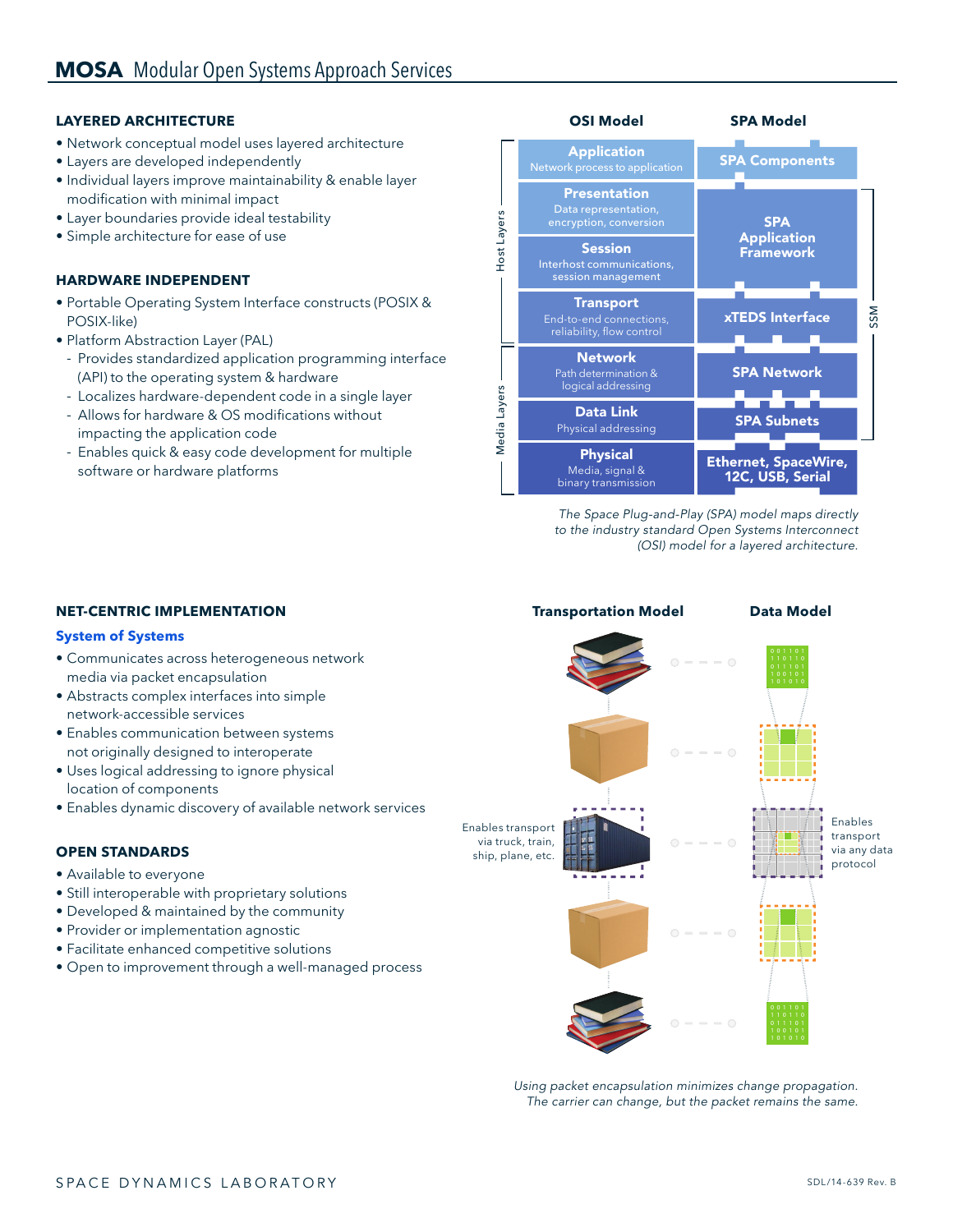# MOSA Modular Open Systems Approach Services

## LAYERED ARCHITECTURE

- Network conceptual model uses layered architecture
- Layers are developed independently
- Individual layers improve maintainability & enable layer modification with minimal impact
- Layer boundaries provide ideal testability
- Simple architecture for ease of use

## HARDWARE INDEPENDENT

- Portable Operating System Interface constructs (POSIX & POSIX-like)
- Platform Abstraction Layer (PAL)
  - Provides standardized application programming interface (API) to the operating system & hardware
  - Localizes hardware-dependent code in a single layer
  - Allows for hardware & OS modifications without impacting the application code
  - Enables quick & easy code development for multiple software or hardware platforms

OSI Model

SPA Model

Host Layers

Media Layers

Application
Network process to application

Presentation
Data representation, encryption, conversion

Session
Interhost communications, session management

Transport
End-to-end connections, reliability, flow control

Network
Path determination & logical addressing

Data Link
Physical addressing

Physical
Media, signal & binary transmission

SPA Components

SPA Application Framework

xTEDS Interface

SPA Network

SPA Subnets

Ethernet, SpaceWire, I2C, USB, Serial

SSM

*The Space Plug-and-Play (SPA) model maps directly to the industry standard Open Systems Interconnect (OSI) model for a layered architecture.*

## NET-CENTRIC IMPLEMENTATION

### System of Systems

- Communicates across heterogeneous network media via packet encapsulation
- Abstracts complex interfaces into simple network-accessible services
- Enables communication between systems not originally designed to interoperate
- Uses logical addressing to ignore physical location of components
- Enables dynamic discovery of available network services

## OPEN STANDARDS

- Available to everyone
- Still interoperable with proprietary solutions
- Developed & maintained by the community
- Provider or implementation agnostic
- Facilitate enhanced competitive solutions
- Open to improvement through a well-managed process

Transportation Model

Data Model

Enables transport via truck, train, ship, plane, etc.

Enables transport via any data protocol

*Using packet encapsulation minimizes change propagation. The carrier can change, but the packet remains the same.*

SPACE DYNAMICS LABORATORY

SDL/14-639 Rev. B